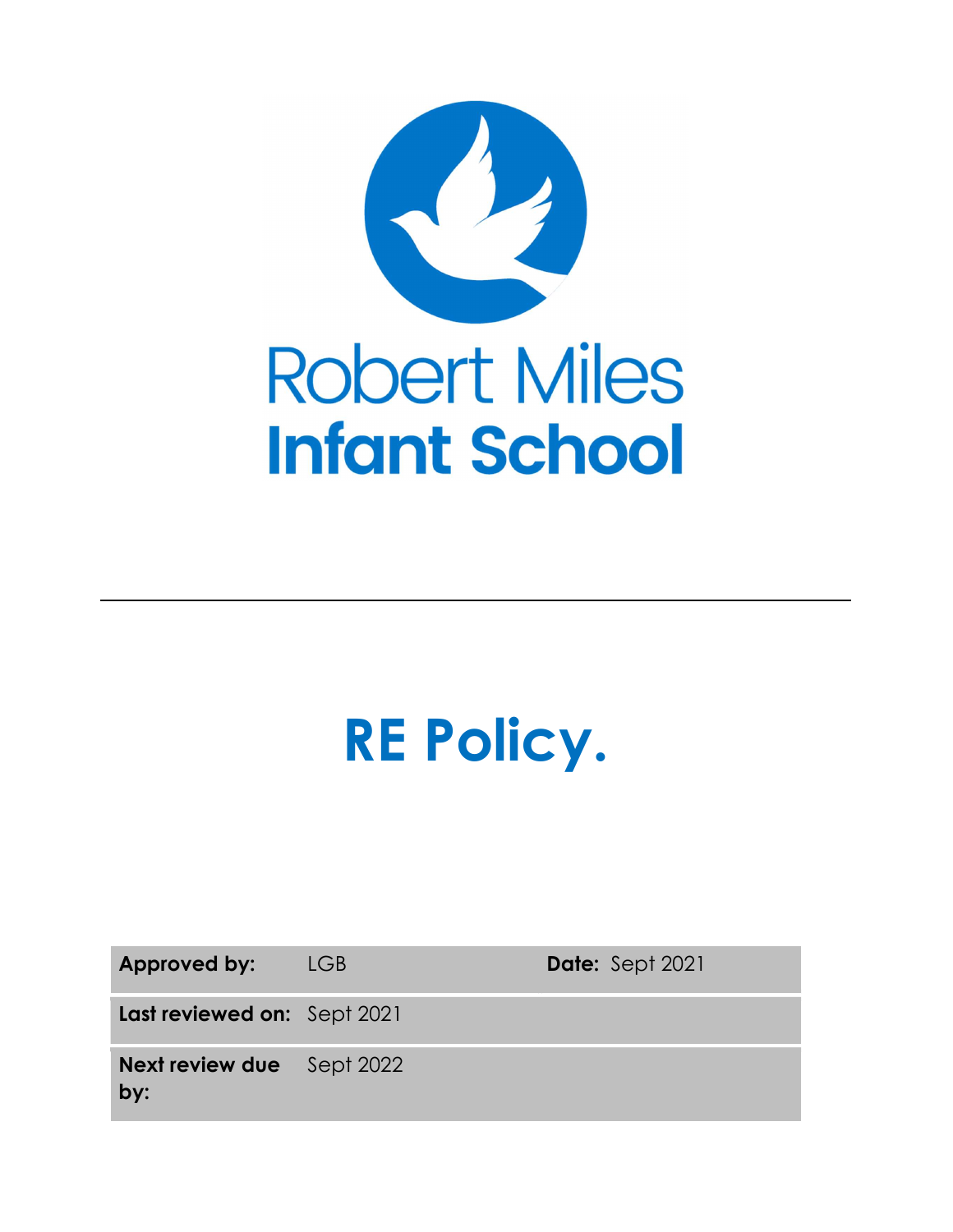Robert Miles

Infant School

---

# RE Policy.

| | | | |
|---|---|---|---|
| **Approved by:** | LGB | **Date:** Sept 2021 | |
| **Last reviewed on:** | Sept 2021 | | |
| **Next review due by:** | Sept 2022 | | |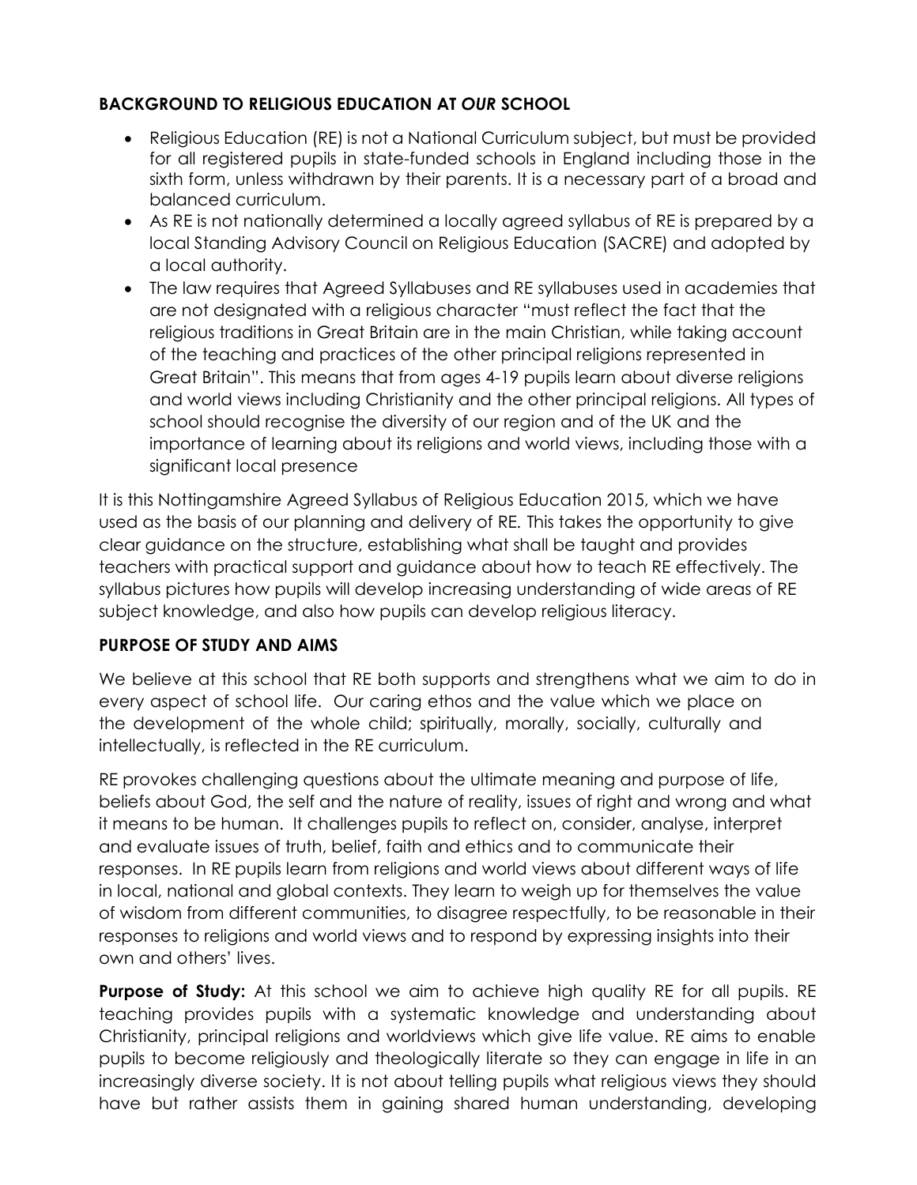## BACKGROUND TO RELIGIOUS EDUCATION AT *OUR* SCHOOL

- Religious Education (RE) is not a National Curriculum subject, but must be provided for all registered pupils in state-funded schools in England including those in the sixth form, unless withdrawn by their parents. It is a necessary part of a broad and balanced curriculum.
- As RE is not nationally determined a locally agreed syllabus of RE is prepared by a local Standing Advisory Council on Religious Education (SACRE) and adopted by a local authority.
- The law requires that Agreed Syllabuses and RE syllabuses used in academies that are not designated with a religious character "must reflect the fact that the religious traditions in Great Britain are in the main Christian, while taking account of the teaching and practices of the other principal religions represented in Great Britain". This means that from ages 4-19 pupils learn about diverse religions and world views including Christianity and the other principal religions. All types of school should recognise the diversity of our region and of the UK and the importance of learning about its religions and world views, including those with a significant local presence

It is this Nottingamshire Agreed Syllabus of Religious Education 2015, which we have used as the basis of our planning and delivery of RE. This takes the opportunity to give clear guidance on the structure, establishing what shall be taught and provides teachers with practical support and guidance about how to teach RE effectively. The syllabus pictures how pupils will develop increasing understanding of wide areas of RE subject knowledge, and also how pupils can develop religious literacy.

## PURPOSE OF STUDY AND AIMS

We believe at this school that RE both supports and strengthens what we aim to do in every aspect of school life. Our caring ethos and the value which we place on the development of the whole child; spiritually, morally, socially, culturally and intellectually, is reflected in the RE curriculum.

RE provokes challenging questions about the ultimate meaning and purpose of life, beliefs about God, the self and the nature of reality, issues of right and wrong and what it means to be human. It challenges pupils to reflect on, consider, analyse, interpret and evaluate issues of truth, belief, faith and ethics and to communicate their responses. In RE pupils learn from religions and world views about different ways of life in local, national and global contexts. They learn to weigh up for themselves the value of wisdom from different communities, to disagree respectfully, to be reasonable in their responses to religions and world views and to respond by expressing insights into their own and others' lives.

**Purpose of Study:** At this school we aim to achieve high quality RE for all pupils. RE teaching provides pupils with a systematic knowledge and understanding about Christianity, principal religions and worldviews which give life value. RE aims to enable pupils to become religiously and theologically literate so they can engage in life in an increasingly diverse society. It is not about telling pupils what religious views they should have but rather assists them in gaining shared human understanding, developing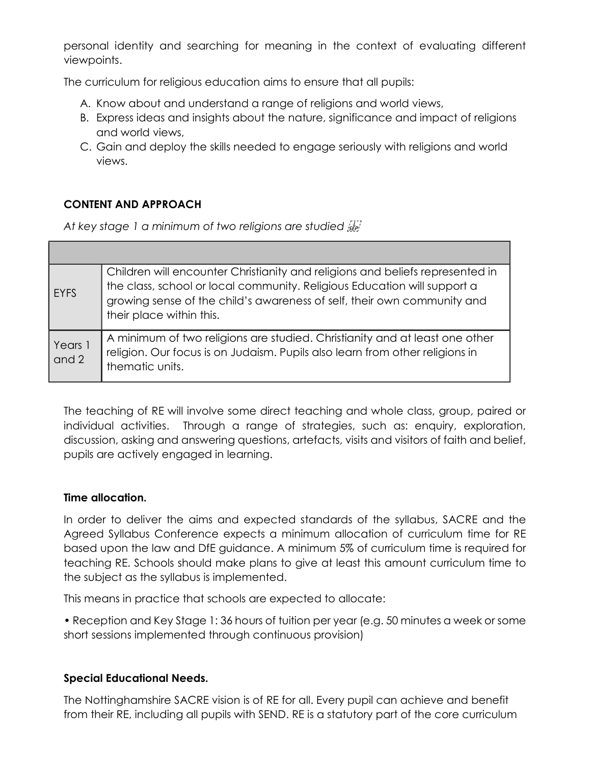personal identity and searching for meaning in the context of evaluating different viewpoints.

The curriculum for religious education aims to ensure that all pupils:

A. Know about and understand a range of religions and world views,
B. Express ideas and insights about the nature, significance and impact of religions and world views,
C. Gain and deploy the skills needed to engage seriously with religions and world views.

## CONTENT AND APPROACH

*At key stage 1 a minimum of two religions are studied*

| | |
|---|---|
| EYFS | Children will encounter Christianity and religions and beliefs represented in the class, school or local community. Religious Education will support a growing sense of the child's awareness of self, their own community and their place within this. |
| Years 1 and 2 | A minimum of two religions are studied. Christianity and at least one other religion. Our focus is on Judaism. Pupils also learn from other religions in thematic units. |

The teaching of RE will involve some direct teaching and whole class, group, paired or individual activities. Through a range of strategies, such as: enquiry, exploration, discussion, asking and answering questions, artefacts, visits and visitors of faith and belief, pupils are actively engaged in learning.

### Time allocation.

In order to deliver the aims and expected standards of the syllabus, SACRE and the Agreed Syllabus Conference expects a minimum allocation of curriculum time for RE based upon the law and DfE guidance. A minimum 5% of curriculum time is required for teaching RE. Schools should make plans to give at least this amount curriculum time to the subject as the syllabus is implemented.

This means in practice that schools are expected to allocate:

• Reception and Key Stage 1: 36 hours of tuition per year (e.g. 50 minutes a week or some short sessions implemented through continuous provision)

### Special Educational Needs.

The Nottinghamshire SACRE vision is of RE for all. Every pupil can achieve and benefit from their RE, including all pupils with SEND. RE is a statutory part of the core curriculum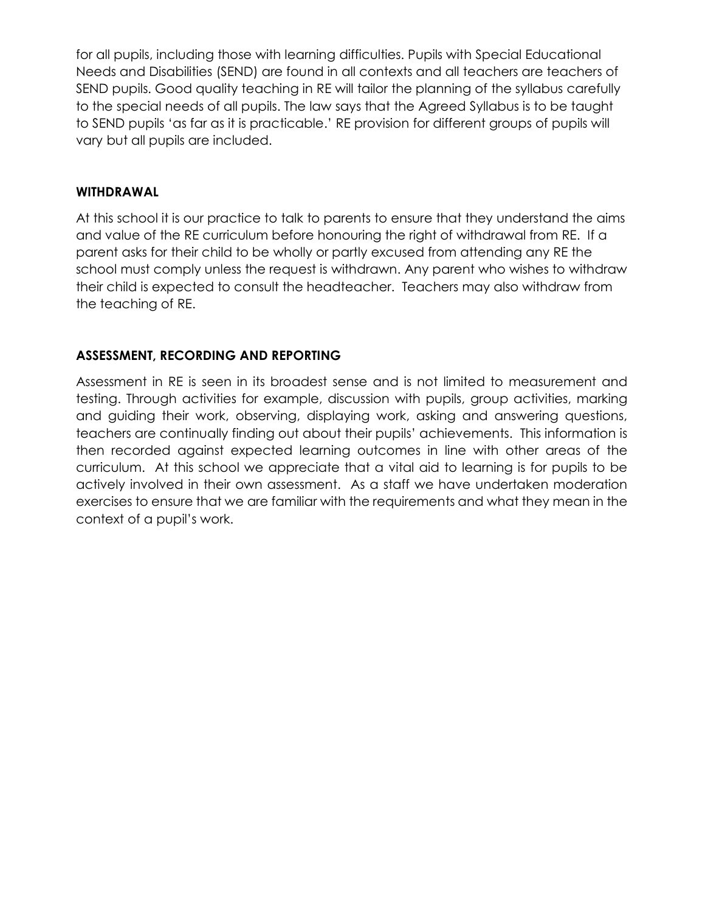for all pupils, including those with learning difficulties. Pupils with Special Educational Needs and Disabilities (SEND) are found in all contexts and all teachers are teachers of SEND pupils. Good quality teaching in RE will tailor the planning of the syllabus carefully to the special needs of all pupils. The law says that the Agreed Syllabus is to be taught to SEND pupils 'as far as it is practicable.' RE provision for different groups of pupils will vary but all pupils are included.

## WITHDRAWAL

At this school it is our practice to talk to parents to ensure that they understand the aims and value of the RE curriculum before honouring the right of withdrawal from RE. If a parent asks for their child to be wholly or partly excused from attending any RE the school must comply unless the request is withdrawn. Any parent who wishes to withdraw their child is expected to consult the headteacher. Teachers may also withdraw from the teaching of RE.

## ASSESSMENT, RECORDING AND REPORTING

Assessment in RE is seen in its broadest sense and is not limited to measurement and testing. Through activities for example, discussion with pupils, group activities, marking and guiding their work, observing, displaying work, asking and answering questions, teachers are continually finding out about their pupils' achievements. This information is then recorded against expected learning outcomes in line with other areas of the curriculum. At this school we appreciate that a vital aid to learning is for pupils to be actively involved in their own assessment. As a staff we have undertaken moderation exercises to ensure that we are familiar with the requirements and what they mean in the context of a pupil's work.